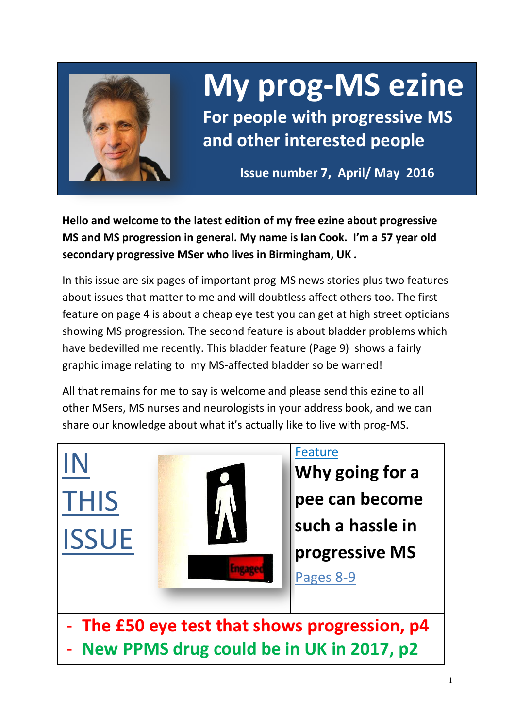# My prog-MS ezine

## For people with progressive MS and other interested people

**Issue number 7, April/ May 2016**

**Hello and welcome to the latest edition of my free ezine about progressive MS and MS progression in general. My name is Ian Cook. I'm a 57 year old secondary progressive MSer who lives in Birmingham, UK .**

In this issue are six pages of important prog-MS news stories plus two features about issues that matter to me and will doubtless affect others too. The first feature on page 4 is about a cheap eye test you can get at high street opticians showing MS progression. The second feature is about bladder problems which have bedevilled me recently. This bladder feature (Page 9) shows a fairly graphic image relating to my MS-affected bladder so be warned!

All that remains for me to say is welcome and please send this ezine to all other MSers, MS nurses and neurologists in your address book, and we can share our knowledge about what it's actually like to live with prog-MS.

## IN THIS ISSUE

Feature

**Why going for a pee can become such a hassle in progressive MS**

Pages 8-9

- **The £50 eye test that shows progression, p4**
- **New PPMS drug could be in UK in 2017, p2**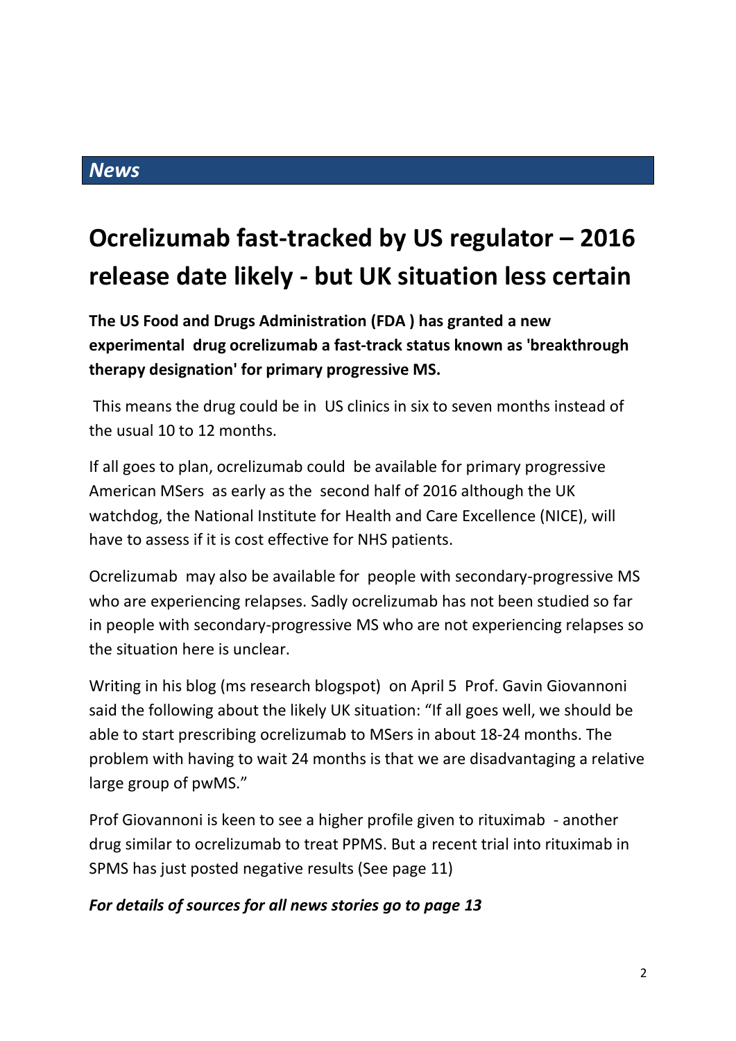## *News*

# Ocrelizumab fast-tracked by US regulator – 2016 release date likely - but UK situation less certain

**The US Food and Drugs Administration (FDA ) has granted a new experimental drug ocrelizumab a fast-track status known as 'breakthrough therapy designation' for primary progressive MS.**

This means the drug could be in US clinics in six to seven months instead of the usual 10 to 12 months.

If all goes to plan, ocrelizumab could be available for primary progressive American MSers as early as the second half of 2016 although the UK watchdog, the National Institute for Health and Care Excellence (NICE), will have to assess if it is cost effective for NHS patients.

Ocrelizumab may also be available for people with secondary-progressive MS who are experiencing relapses. Sadly ocrelizumab has not been studied so far in people with secondary-progressive MS who are not experiencing relapses so the situation here is unclear.

Writing in his blog (ms research blogspot) on April 5 Prof. Gavin Giovannoni said the following about the likely UK situation: "If all goes well, we should be able to start prescribing ocrelizumab to MSers in about 18-24 months. The problem with having to wait 24 months is that we are disadvantaging a relative large group of pwMS."

Prof Giovannoni is keen to see a higher profile given to rituximab - another drug similar to ocrelizumab to treat PPMS. But a recent trial into rituximab in SPMS has just posted negative results (See page 11)

***For details of sources for all news stories go to page 13***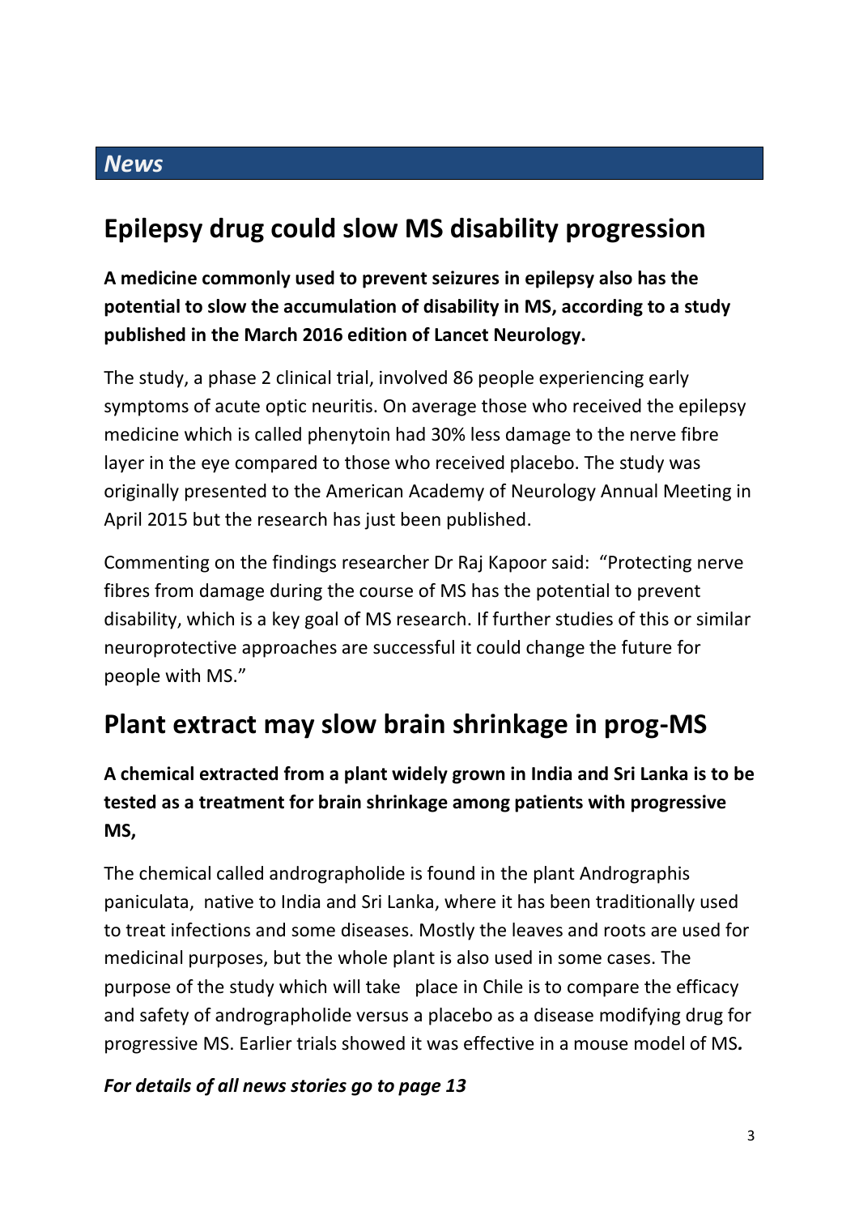## *News*

# Epilepsy drug could slow MS disability progression

**A medicine commonly used to prevent seizures in epilepsy also has the potential to slow the accumulation of disability in MS, according to a study published in the March 2016 edition of Lancet Neurology.**

The study, a phase 2 clinical trial, involved 86 people experiencing early symptoms of acute optic neuritis. On average those who received the epilepsy medicine which is called phenytoin had 30% less damage to the nerve fibre layer in the eye compared to those who received placebo. The study was originally presented to the American Academy of Neurology Annual Meeting in April 2015 but the research has just been published.

Commenting on the findings researcher Dr Raj Kapoor said: "Protecting nerve fibres from damage during the course of MS has the potential to prevent disability, which is a key goal of MS research. If further studies of this or similar neuroprotective approaches are successful it could change the future for people with MS."

# Plant extract may slow brain shrinkage in prog-MS

**A chemical extracted from a plant widely grown in India and Sri Lanka is to be tested as a treatment for brain shrinkage among patients with progressive MS,**

The chemical called andrographolide is found in the plant Andrographis paniculata, native to India and Sri Lanka, where it has been traditionally used to treat infections and some diseases. Mostly the leaves and roots are used for medicinal purposes, but the whole plant is also used in some cases. The purpose of the study which will take place in Chile is to compare the efficacy and safety of andrographolide versus a placebo as a disease modifying drug for progressive MS. Earlier trials showed it was effective in a mouse model of MS***.***

***For details of all news stories go to page 13***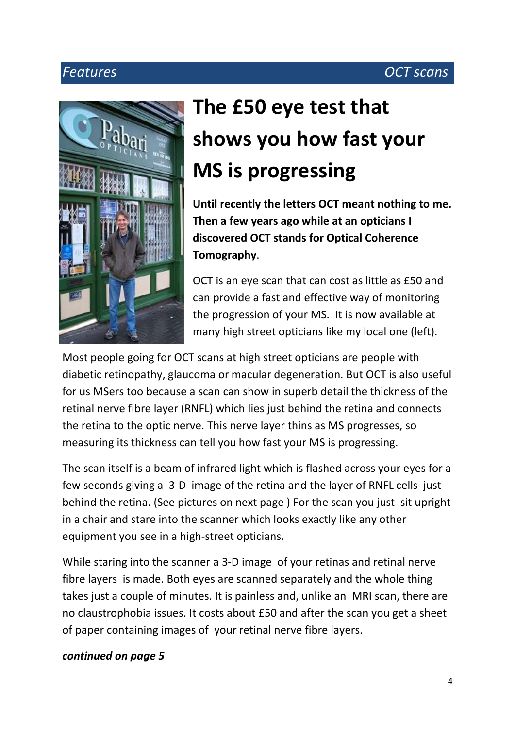# The £50 eye test that shows you how fast your MS is progressing

**Until recently the letters OCT meant nothing to me. Then a few years ago while at an opticians I discovered OCT stands for Optical Coherence Tomography**.

OCT is an eye scan that can cost as little as £50 and can provide a fast and effective way of monitoring the progression of your MS. It is now available at many high street opticians like my local one (left).

Most people going for OCT scans at high street opticians are people with diabetic retinopathy, glaucoma or macular degeneration. But OCT is also useful for us MSers too because a scan can show in superb detail the thickness of the retinal nerve fibre layer (RNFL) which lies just behind the retina and connects the retina to the optic nerve. This nerve layer thins as MS progresses, so measuring its thickness can tell you how fast your MS is progressing.

The scan itself is a beam of infrared light which is flashed across your eyes for a few seconds giving a 3-D image of the retina and the layer of RNFL cells just behind the retina. (See pictures on next page ) For the scan you just sit upright in a chair and stare into the scanner which looks exactly like any other equipment you see in a high-street opticians.

While staring into the scanner a 3-D image of your retinas and retinal nerve fibre layers is made. Both eyes are scanned separately and the whole thing takes just a couple of minutes. It is painless and, unlike an MRI scan, there are no claustrophobia issues. It costs about £50 and after the scan you get a sheet of paper containing images of your retinal nerve fibre layers.

***continued on page 5***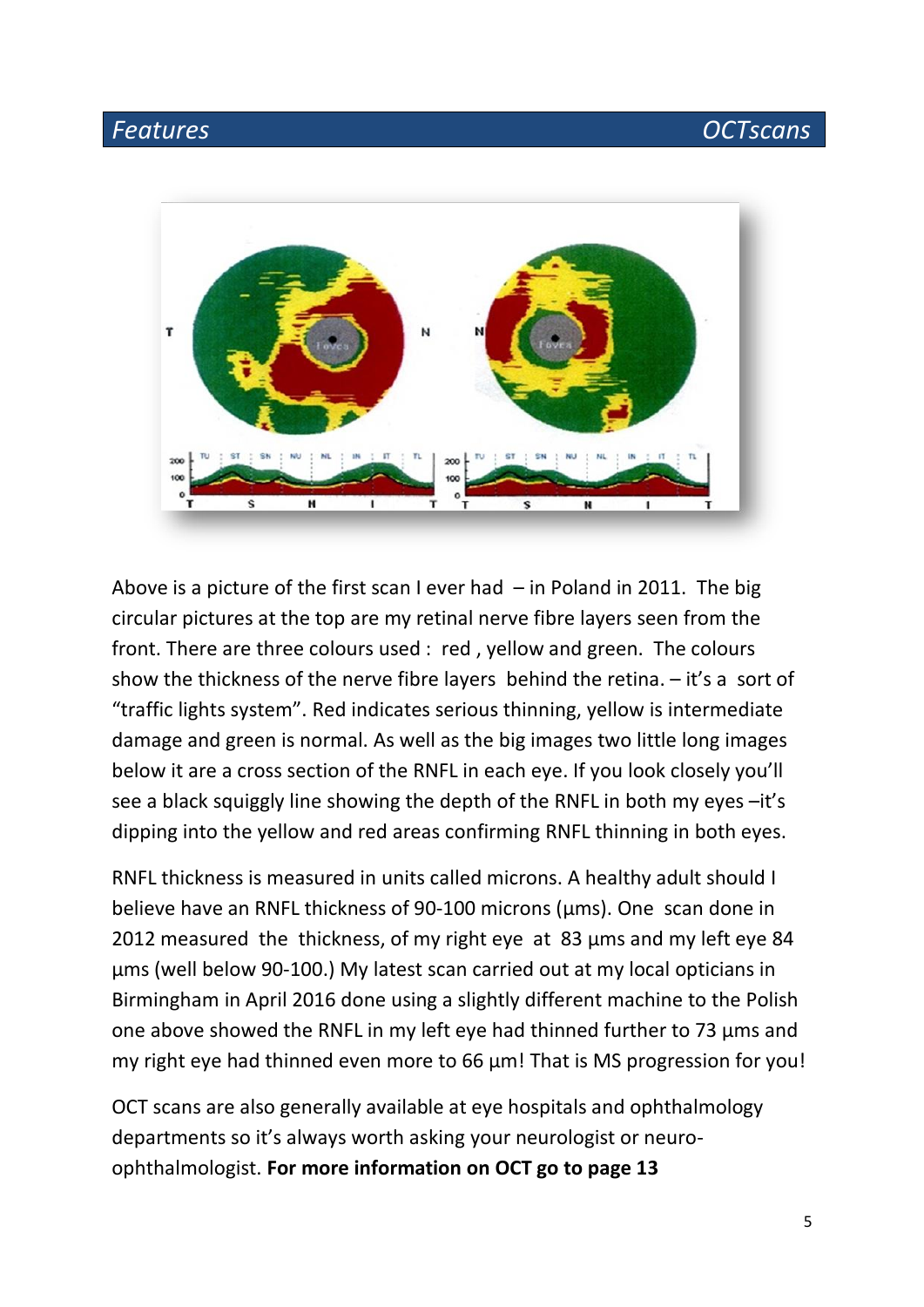Above is a picture of the first scan I ever had – in Poland in 2011. The big circular pictures at the top are my retinal nerve fibre layers seen from the front. There are three colours used : red , yellow and green. The colours show the thickness of the nerve fibre layers behind the retina. – it's a sort of "traffic lights system". Red indicates serious thinning, yellow is intermediate damage and green is normal. As well as the big images two little long images below it are a cross section of the RNFL in each eye. If you look closely you'll see a black squiggly line showing the depth of the RNFL in both my eyes –it's dipping into the yellow and red areas confirming RNFL thinning in both eyes.

RNFL thickness is measured in units called microns. A healthy adult should I believe have an RNFL thickness of 90-100 microns (µms). One scan done in 2012 measured the thickness, of my right eye at 83 µms and my left eye 84 µms (well below 90-100.) My latest scan carried out at my local opticians in Birmingham in April 2016 done using a slightly different machine to the Polish one above showed the RNFL in my left eye had thinned further to 73 µms and my right eye had thinned even more to 66 µm! That is MS progression for you!

OCT scans are also generally available at eye hospitals and ophthalmology departments so it's always worth asking your neurologist or neuro-ophthalmologist. **For more information on OCT go to page 13**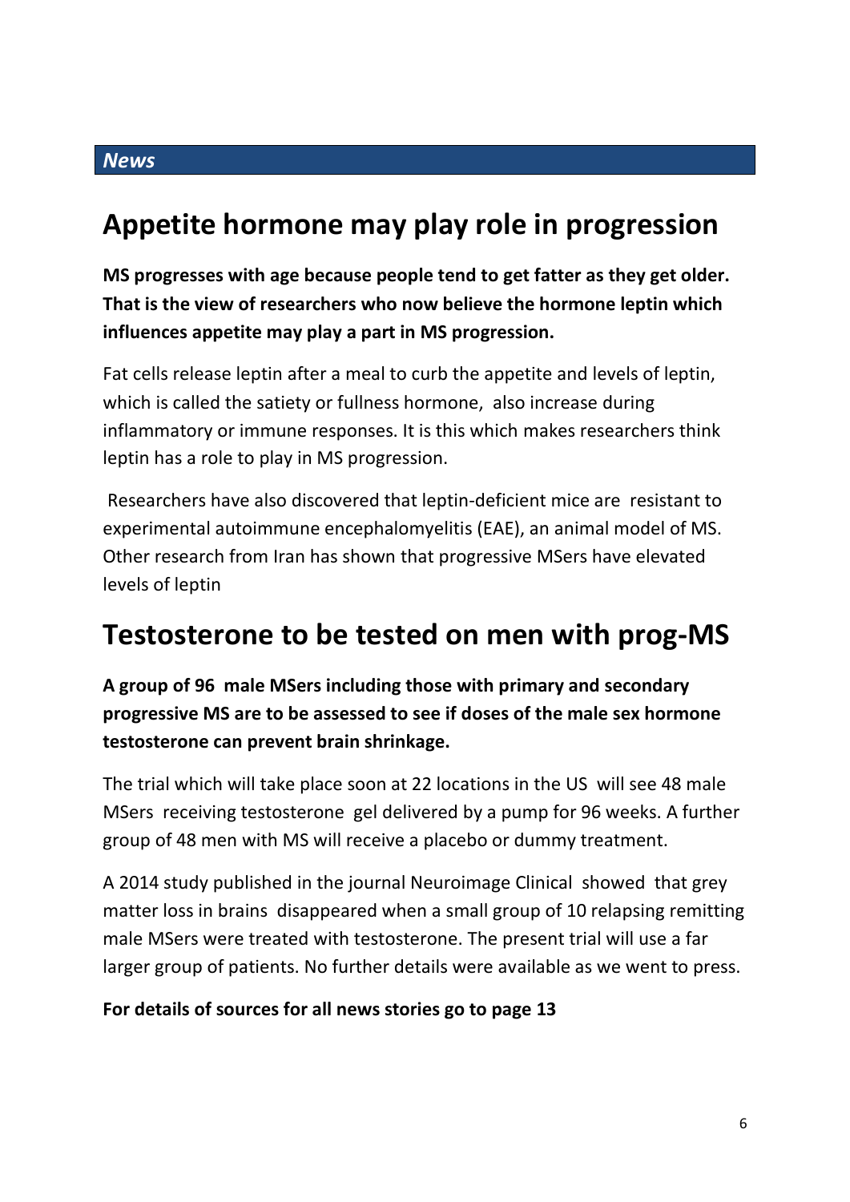*News*

## Appetite hormone may play role in progression

**MS progresses with age because people tend to get fatter as they get older. That is the view of researchers who now believe the hormone leptin which influences appetite may play a part in MS progression.**

Fat cells release leptin after a meal to curb the appetite and levels of leptin, which is called the satiety or fullness hormone, also increase during inflammatory or immune responses. It is this which makes researchers think leptin has a role to play in MS progression.

Researchers have also discovered that leptin-deficient mice are resistant to experimental autoimmune encephalomyelitis (EAE), an animal model of MS. Other research from Iran has shown that progressive MSers have elevated levels of leptin

## Testosterone to be tested on men with prog-MS

**A group of 96 male MSers including those with primary and secondary progressive MS are to be assessed to see if doses of the male sex hormone testosterone can prevent brain shrinkage.**

The trial which will take place soon at 22 locations in the US will see 48 male MSers receiving testosterone gel delivered by a pump for 96 weeks. A further group of 48 men with MS will receive a placebo or dummy treatment.

A 2014 study published in the journal Neuroimage Clinical showed that grey matter loss in brains disappeared when a small group of 10 relapsing remitting male MSers were treated with testosterone. The present trial will use a far larger group of patients. No further details were available as we went to press.

**For details of sources for all news stories go to page 13**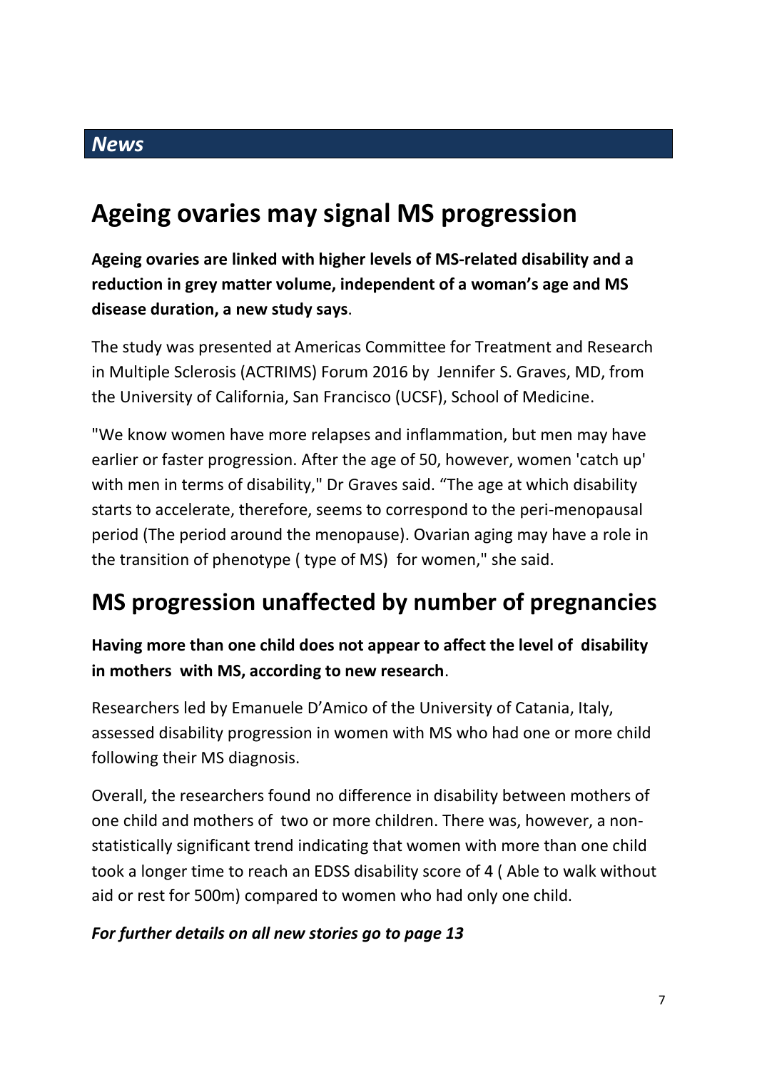*News*

# Ageing ovaries may signal MS progression

**Ageing ovaries are linked with higher levels of MS-related disability and a reduction in grey matter volume, independent of a woman's age and MS disease duration, a new study says**.

The study was presented at Americas Committee for Treatment and Research in Multiple Sclerosis (ACTRIMS) Forum 2016 by Jennifer S. Graves, MD, from the University of California, San Francisco (UCSF), School of Medicine.

"We know women have more relapses and inflammation, but men may have earlier or faster progression. After the age of 50, however, women 'catch up' with men in terms of disability," Dr Graves said. "The age at which disability starts to accelerate, therefore, seems to correspond to the peri-menopausal period (The period around the menopause). Ovarian aging may have a role in the transition of phenotype ( type of MS) for women," she said.

# MS progression unaffected by number of pregnancies

**Having more than one child does not appear to affect the level of disability in mothers with MS, according to new research**.

Researchers led by Emanuele D'Amico of the University of Catania, Italy, assessed disability progression in women with MS who had one or more child following their MS diagnosis.

Overall, the researchers found no difference in disability between mothers of one child and mothers of two or more children. There was, however, a non-statistically significant trend indicating that women with more than one child took a longer time to reach an EDSS disability score of 4 ( Able to walk without aid or rest for 500m) compared to women who had only one child.

***For further details on all new stories go to page 13***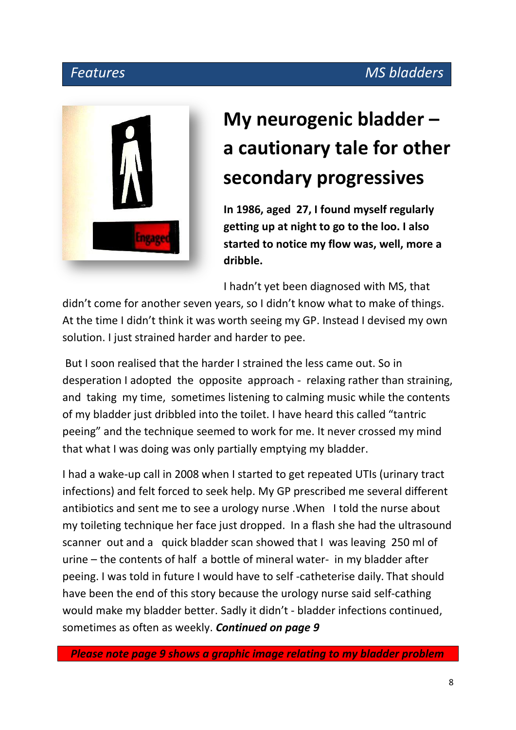Features | MS bladders

# My neurogenic bladder – a cautionary tale for other secondary progressives

**In 1986, aged 27, I found myself regularly getting up at night to go to the loo. I also started to notice my flow was, well, more a dribble.**

I hadn't yet been diagnosed with MS, that didn't come for another seven years, so I didn't know what to make of things. At the time I didn't think it was worth seeing my GP. Instead I devised my own solution. I just strained harder and harder to pee.

But I soon realised that the harder I strained the less came out. So in desperation I adopted the opposite approach - relaxing rather than straining, and taking my time, sometimes listening to calming music while the contents of my bladder just dribbled into the toilet. I have heard this called "tantric peeing" and the technique seemed to work for me. It never crossed my mind that what I was doing was only partially emptying my bladder.

I had a wake-up call in 2008 when I started to get repeated UTIs (urinary tract infections) and felt forced to seek help. My GP prescribed me several different antibiotics and sent me to see a urology nurse .When I told the nurse about my toileting technique her face just dropped. In a flash she had the ultrasound scanner out and a quick bladder scan showed that I was leaving 250 ml of urine – the contents of half a bottle of mineral water- in my bladder after peeing. I was told in future I would have to self -catheterise daily. That should have been the end of this story because the urology nurse said self-cathing would make my bladder better. Sadly it didn't - bladder infections continued, sometimes as often as weekly. ***Continued on page 9***

***Please note page 9 shows a graphic image relating to my bladder problem***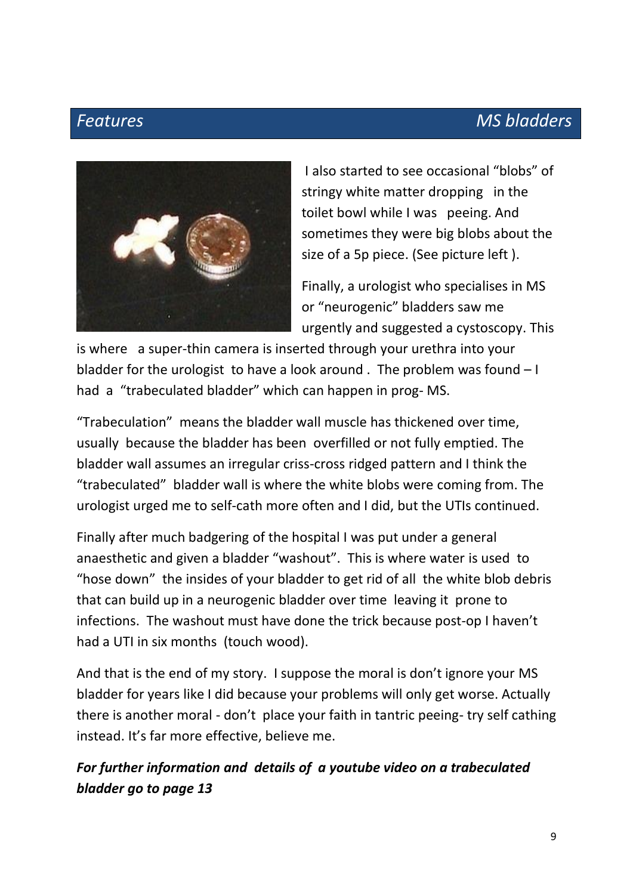I also started to see occasional "blobs" of stringy white matter dropping in the toilet bowl while I was peeing. And sometimes they were big blobs about the size of a 5p piece. (See picture left ).

Finally, a urologist who specialises in MS or "neurogenic" bladders saw me urgently and suggested a cystoscopy. This is where a super-thin camera is inserted through your urethra into your bladder for the urologist to have a look around . The problem was found – I had a "trabeculated bladder" which can happen in prog- MS.

"Trabeculation" means the bladder wall muscle has thickened over time, usually because the bladder has been overfilled or not fully emptied. The bladder wall assumes an irregular criss-cross ridged pattern and I think the "trabeculated" bladder wall is where the white blobs were coming from. The urologist urged me to self-cath more often and I did, but the UTIs continued.

Finally after much badgering of the hospital I was put under a general anaesthetic and given a bladder "washout". This is where water is used to "hose down" the insides of your bladder to get rid of all the white blob debris that can build up in a neurogenic bladder over time leaving it prone to infections. The washout must have done the trick because post-op I haven't had a UTI in six months (touch wood).

And that is the end of my story. I suppose the moral is don't ignore your MS bladder for years like I did because your problems will only get worse. Actually there is another moral - don't place your faith in tantric peeing- try self cathing instead. It's far more effective, believe me.

***For further information and details of a youtube video on a trabeculated bladder go to page 13***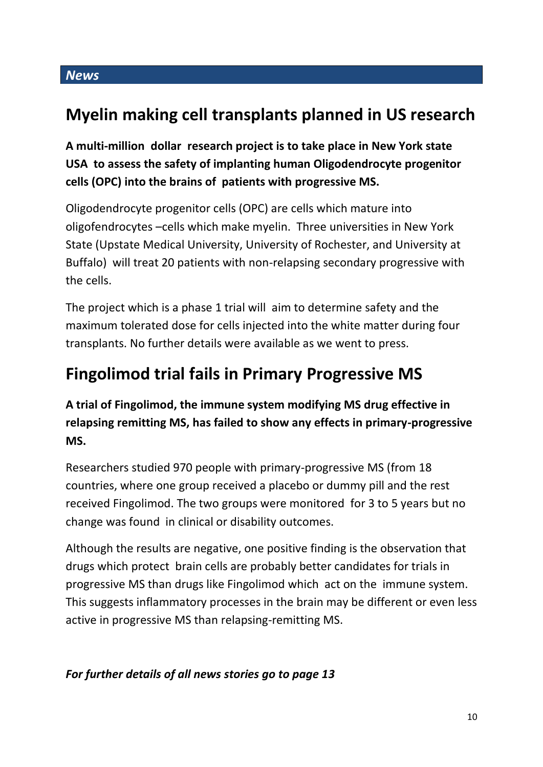*News*

## Myelin making cell transplants planned in US research

**A multi-million dollar research project is to take place in New York state USA to assess the safety of implanting human Oligodendrocyte progenitor cells (OPC) into the brains of patients with progressive MS.**

Oligodendrocyte progenitor cells (OPC) are cells which mature into oligofendrocytes –cells which make myelin. Three universities in New York State (Upstate Medical University, University of Rochester, and University at Buffalo) will treat 20 patients with non-relapsing secondary progressive with the cells.

The project which is a phase 1 trial will aim to determine safety and the maximum tolerated dose for cells injected into the white matter during four transplants. No further details were available as we went to press.

## Fingolimod trial fails in Primary Progressive MS

**A trial of Fingolimod, the immune system modifying MS drug effective in relapsing remitting MS, has failed to show any effects in primary-progressive MS.**

Researchers studied 970 people with primary-progressive MS (from 18 countries, where one group received a placebo or dummy pill and the rest received Fingolimod. The two groups were monitored for 3 to 5 years but no change was found in clinical or disability outcomes.

Although the results are negative, one positive finding is the observation that drugs which protect brain cells are probably better candidates for trials in progressive MS than drugs like Fingolimod which act on the immune system. This suggests inflammatory processes in the brain may be different or even less active in progressive MS than relapsing-remitting MS.

***For further details of all news stories go to page 13***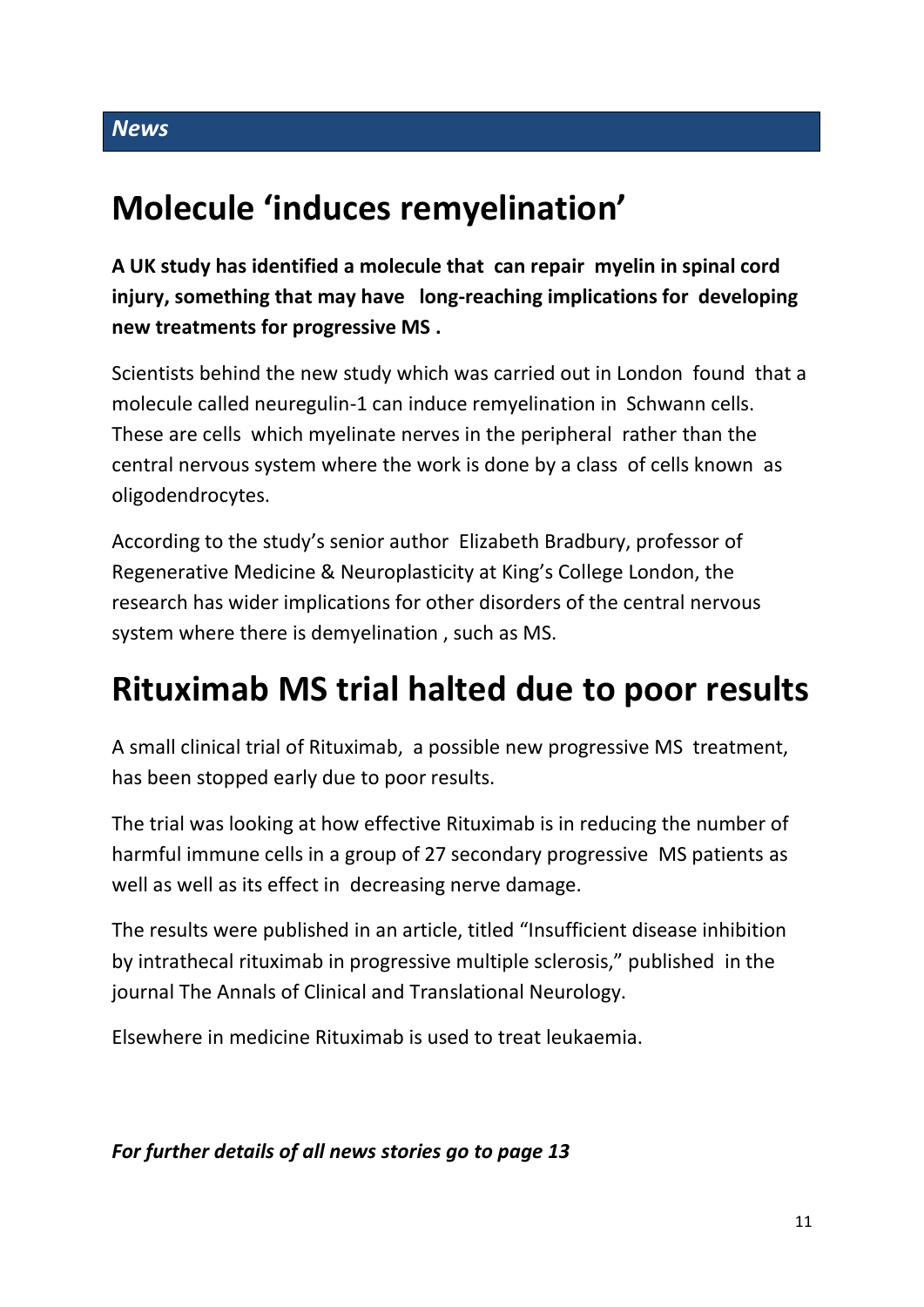*News*

# Molecule 'induces remyelination'

**A UK study has identified a molecule that can repair myelin in spinal cord injury, something that may have long-reaching implications for developing new treatments for progressive MS .**

Scientists behind the new study which was carried out in London found that a molecule called neuregulin-1 can induce remyelination in Schwann cells. These are cells which myelinate nerves in the peripheral rather than the central nervous system where the work is done by a class of cells known as oligodendrocytes.

According to the study's senior author Elizabeth Bradbury, professor of Regenerative Medicine & Neuroplasticity at King's College London, the research has wider implications for other disorders of the central nervous system where there is demyelination , such as MS.

# Rituximab MS trial halted due to poor results

A small clinical trial of Rituximab, a possible new progressive MS treatment, has been stopped early due to poor results.

The trial was looking at how effective Rituximab is in reducing the number of harmful immune cells in a group of 27 secondary progressive MS patients as well as well as its effect in decreasing nerve damage.

The results were published in an article, titled "Insufficient disease inhibition by intrathecal rituximab in progressive multiple sclerosis," published in the journal The Annals of Clinical and Translational Neurology.

Elsewhere in medicine Rituximab is used to treat leukaemia.

***For further details of all news stories go to page 13***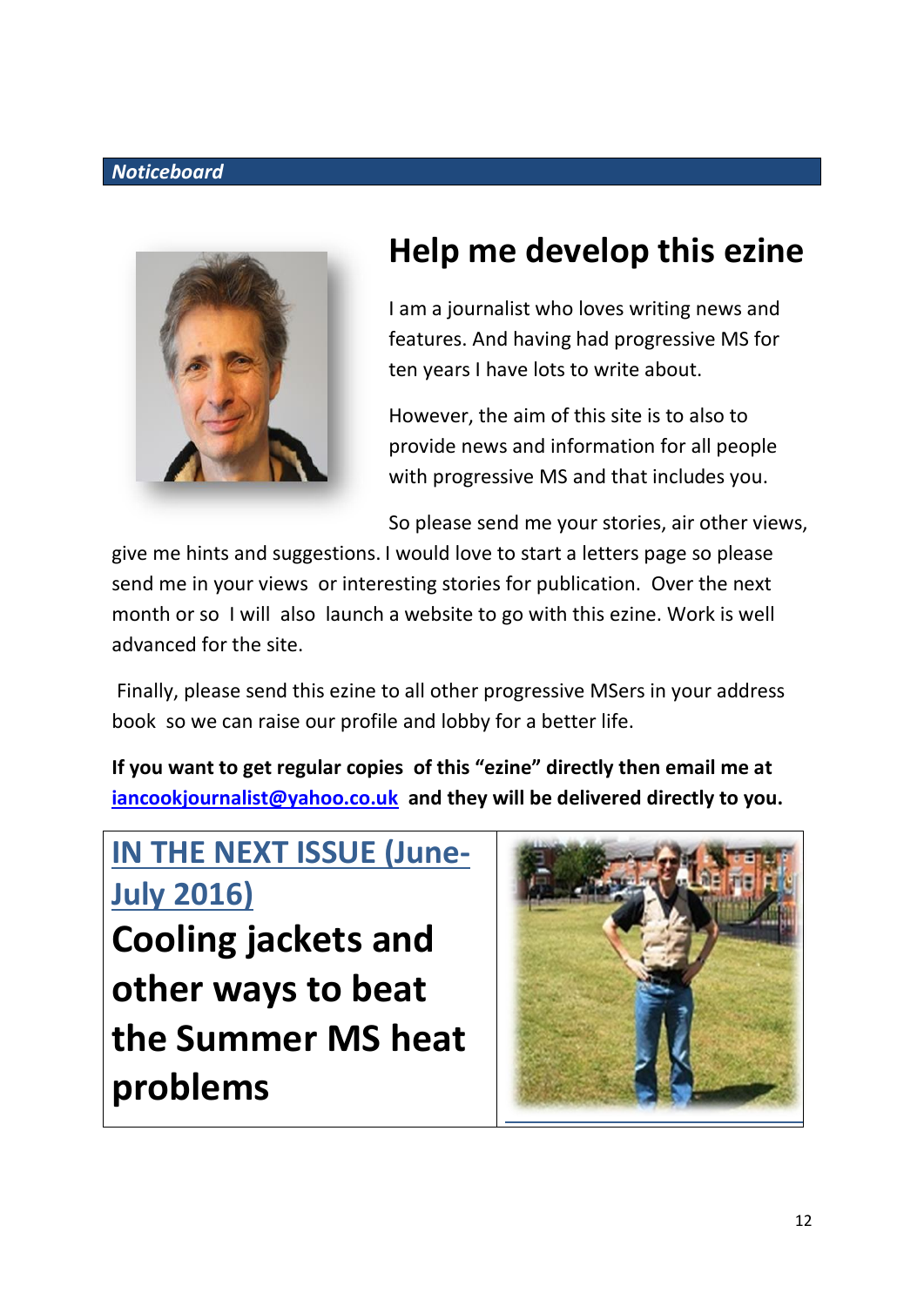*Noticeboard*

# Help me develop this ezine

I am a journalist who loves writing news and features. And having had progressive MS for ten years I have lots to write about.

However, the aim of this site is to also to provide news and information for all people with progressive MS and that includes you.

So please send me your stories, air other views, give me hints and suggestions. I would love to start a letters page so please send me in your views or interesting stories for publication. Over the next month or so I will also launch a website to go with this ezine. Work is well advanced for the site.

Finally, please send this ezine to all other progressive MSers in your address book so we can raise our profile and lobby for a better life.

**If you want to get regular copies of this "ezine" directly then email me at iancookjournalist@yahoo.co.uk and they will be delivered directly to you.**

## IN THE NEXT ISSUE (June-July 2016)

# Cooling jackets and other ways to beat the Summer MS heat problems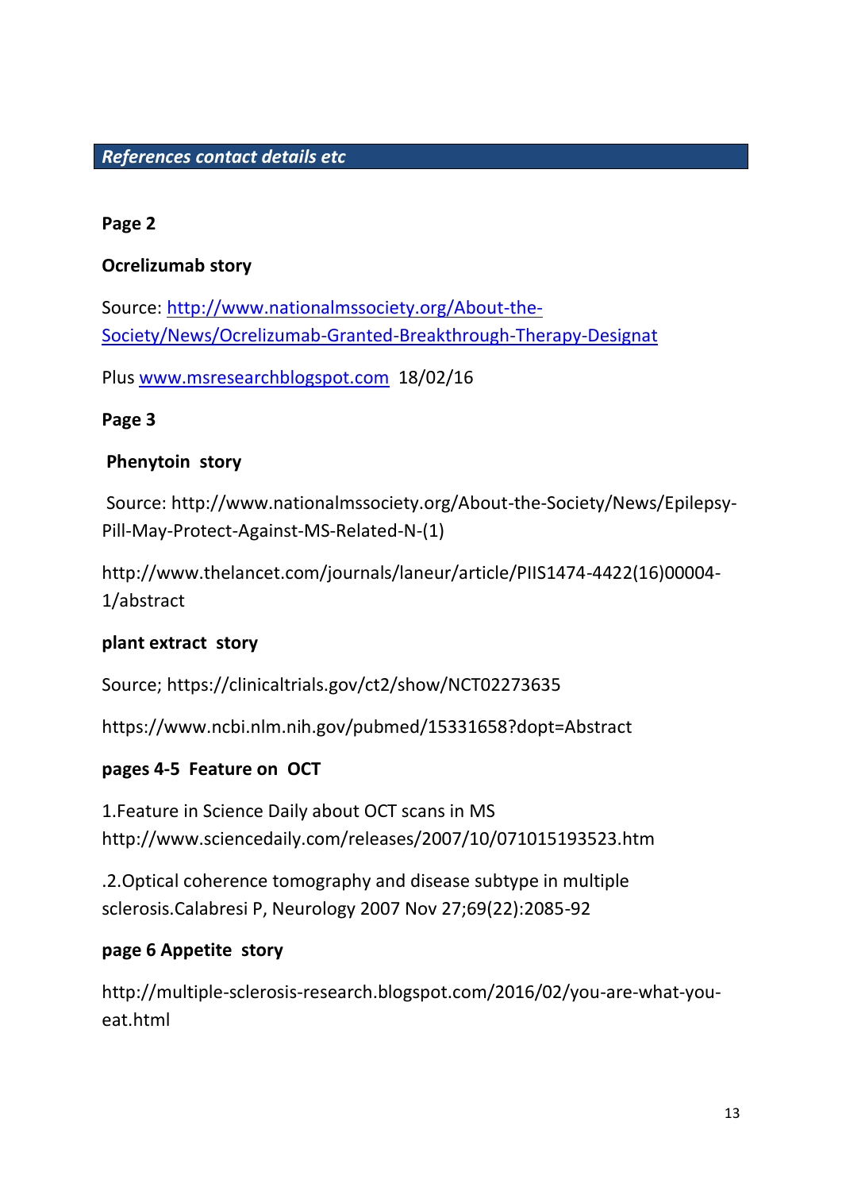## *References contact details etc*

**Page 2**

**Ocrelizumab story**

Source: [http://www.nationalmssociety.org/About-the-Society/News/Ocrelizumab-Granted-Breakthrough-Therapy-Designat](http://www.nationalmssociety.org/About-the-Society/News/Ocrelizumab-Granted-Breakthrough-Therapy-Designat)

Plus [www.msresearchblogspot.com](http://www.msresearchblogspot.com) 18/02/16

**Page 3**

**Phenytoin story**

Source: http://www.nationalmssociety.org/About-the-Society/News/Epilepsy-Pill-May-Protect-Against-MS-Related-N-(1)

http://www.thelancet.com/journals/laneur/article/PIIS1474-4422(16)00004-1/abstract

**plant extract story**

Source; https://clinicaltrials.gov/ct2/show/NCT02273635

https://www.ncbi.nlm.nih.gov/pubmed/15331658?dopt=Abstract

**pages 4-5 Feature on OCT**

1.Feature in Science Daily about OCT scans in MS http://www.sciencedaily.com/releases/2007/10/071015193523.htm

.2.Optical coherence tomography and disease subtype in multiple sclerosis.Calabresi P, Neurology 2007 Nov 27;69(22):2085-92

**page 6 Appetite story**

http://multiple-sclerosis-research.blogspot.com/2016/02/you-are-what-you-eat.html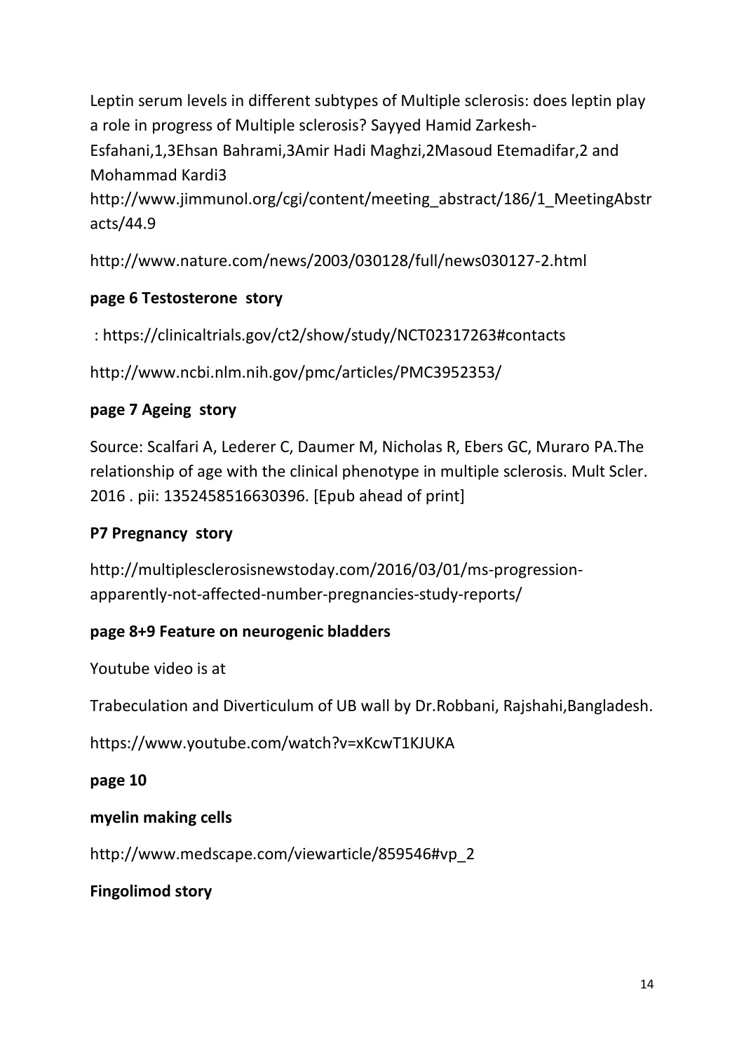Leptin serum levels in different subtypes of Multiple sclerosis: does leptin play a role in progress of Multiple sclerosis? Sayyed Hamid Zarkesh-Esfahani,1,3Ehsan Bahrami,3Amir Hadi Maghzi,2Masoud Etemadifar,2 and Mohammad Kardi3
http://www.jimmunol.org/cgi/content/meeting_abstract/186/1_MeetingAbstracts/44.9

http://www.nature.com/news/2003/030128/full/news030127-2.html

**page 6 Testosterone story**

: https://clinicaltrials.gov/ct2/show/study/NCT02317263#contacts

http://www.ncbi.nlm.nih.gov/pmc/articles/PMC3952353/

**page 7 Ageing story**

Source: Scalfari A, Lederer C, Daumer M, Nicholas R, Ebers GC, Muraro PA.The relationship of age with the clinical phenotype in multiple sclerosis. Mult Scler. 2016 . pii: 1352458516630396. [Epub ahead of print]

**P7 Pregnancy story**

http://multiplesclerosisnewstoday.com/2016/03/01/ms-progression-apparently-not-affected-number-pregnancies-study-reports/

**page 8+9 Feature on neurogenic bladders**

Youtube video is at

Trabeculation and Diverticulum of UB wall by Dr.Robbani, Rajshahi,Bangladesh.

https://www.youtube.com/watch?v=xKcwT1KJUKA

**page 10**

**myelin making cells**

http://www.medscape.com/viewarticle/859546#vp_2

**Fingolimod story**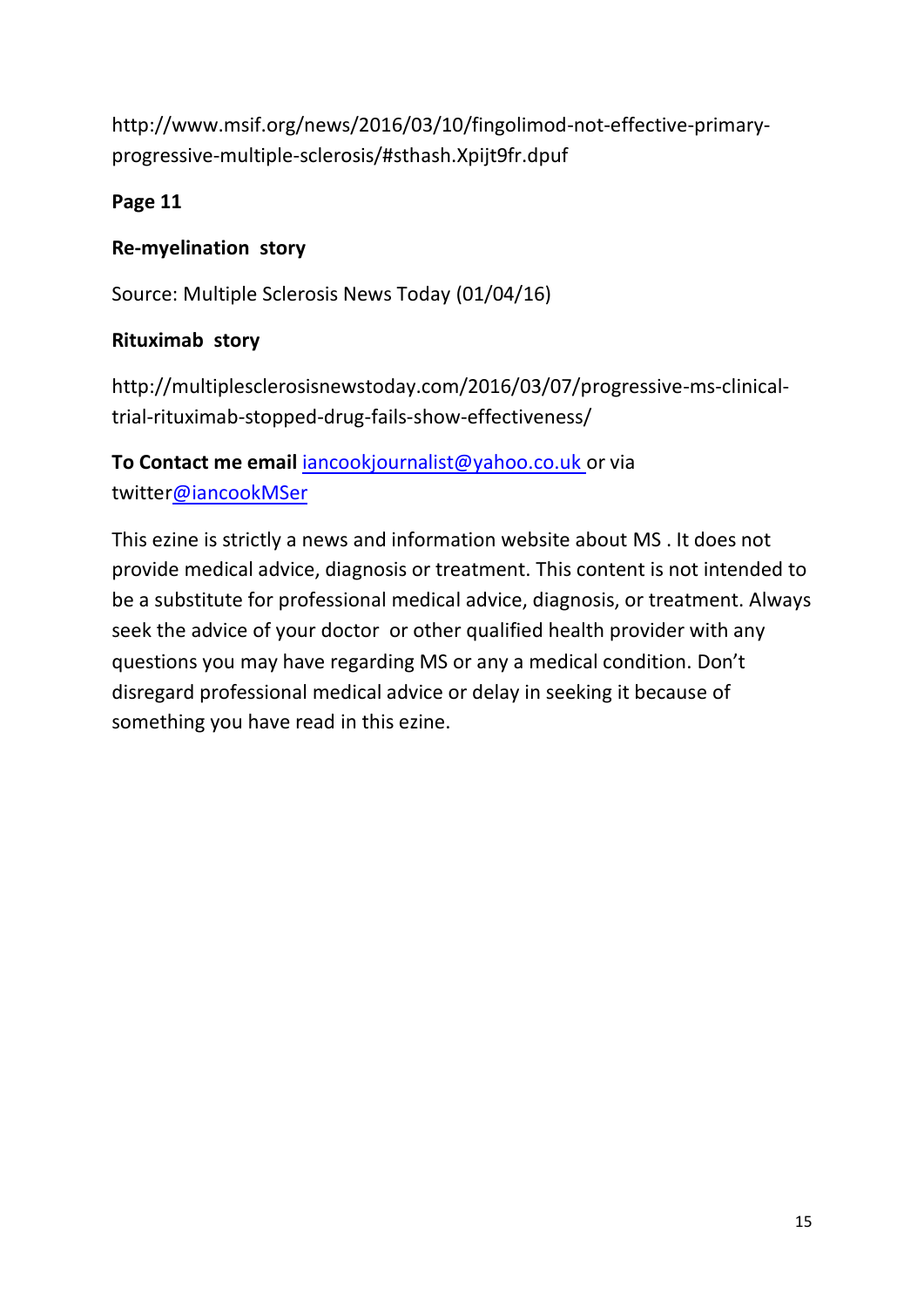http://www.msif.org/news/2016/03/10/fingolimod-not-effective-primary-progressive-multiple-sclerosis/#sthash.Xpijt9fr.dpuf

**Page 11**

**Re-myelination story**

Source: Multiple Sclerosis News Today (01/04/16)

**Rituximab story**

http://multiplesclerosisnewstoday.com/2016/03/07/progressive-ms-clinical-trial-rituximab-stopped-drug-fails-show-effectiveness/

**To Contact me email** iancookjournalist@yahoo.co.uk or via twitter@iancookMSer

This ezine is strictly a news and information website about MS . It does not provide medical advice, diagnosis or treatment. This content is not intended to be a substitute for professional medical advice, diagnosis, or treatment. Always seek the advice of your doctor or other qualified health provider with any questions you may have regarding MS or any a medical condition. Don't disregard professional medical advice or delay in seeking it because of something you have read in this ezine.